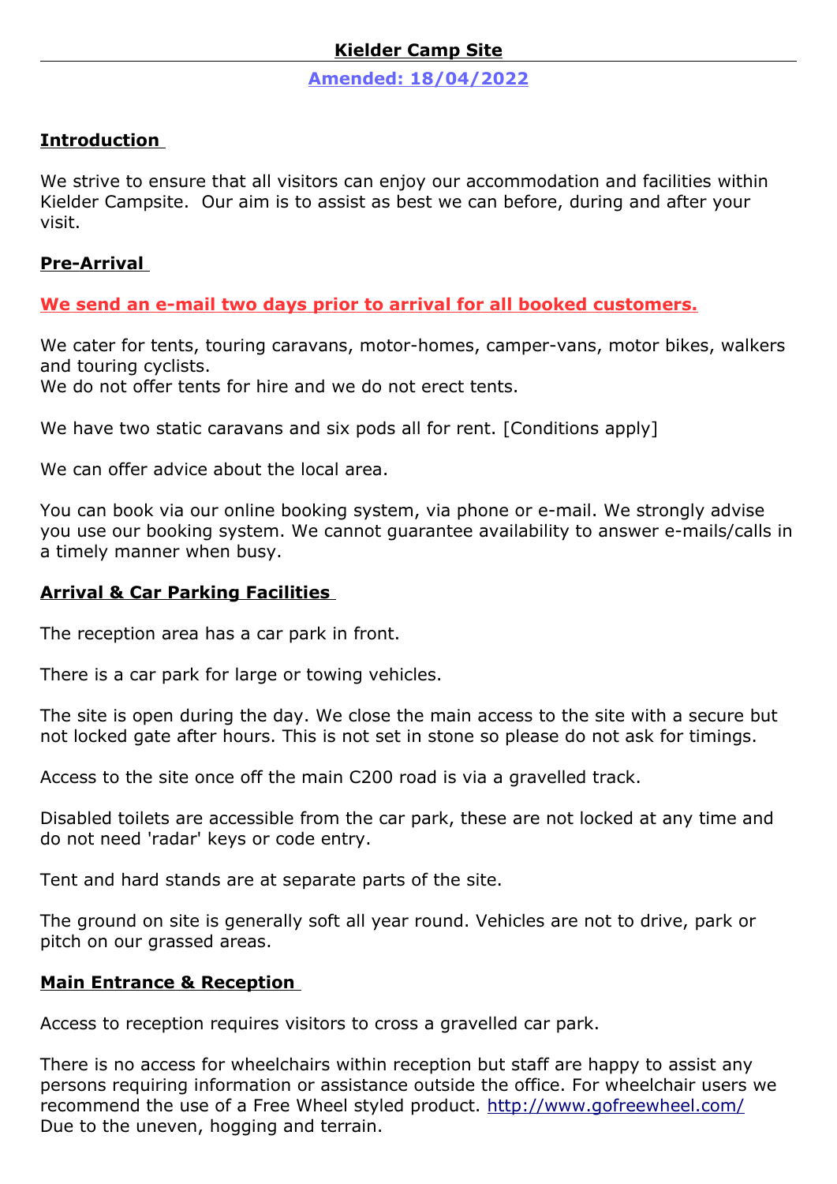# Kielder Camp Site

**Amended: 18/04/2022**

## Introduction

We strive to ensure that all visitors can enjoy our accommodation and facilities within Kielder Campsite. Our aim is to assist as best we can before, during and after your visit.

## Pre-Arrival

**We send an e-mail two days prior to arrival for all booked customers.**

We cater for tents, touring caravans, motor-homes, camper-vans, motor bikes, walkers and touring cyclists.
We do not offer tents for hire and we do not erect tents.

We have two static caravans and six pods all for rent. [Conditions apply]

We can offer advice about the local area.

You can book via our online booking system, via phone or e-mail. We strongly advise you use our booking system. We cannot guarantee availability to answer e-mails/calls in a timely manner when busy.

## Arrival & Car Parking Facilities

The reception area has a car park in front.

There is a car park for large or towing vehicles.

The site is open during the day. We close the main access to the site with a secure but not locked gate after hours. This is not set in stone so please do not ask for timings.

Access to the site once off the main C200 road is via a gravelled track.

Disabled toilets are accessible from the car park, these are not locked at any time and do not need 'radar' keys or code entry.

Tent and hard stands are at separate parts of the site.

The ground on site is generally soft all year round. Vehicles are not to drive, park or pitch on our grassed areas.

## Main Entrance & Reception

Access to reception requires visitors to cross a gravelled car park.

There is no access for wheelchairs within reception but staff are happy to assist any persons requiring information or assistance outside the office. For wheelchair users we recommend the use of a Free Wheel styled product. http://www.gofreewheel.com/ Due to the uneven, hogging and terrain.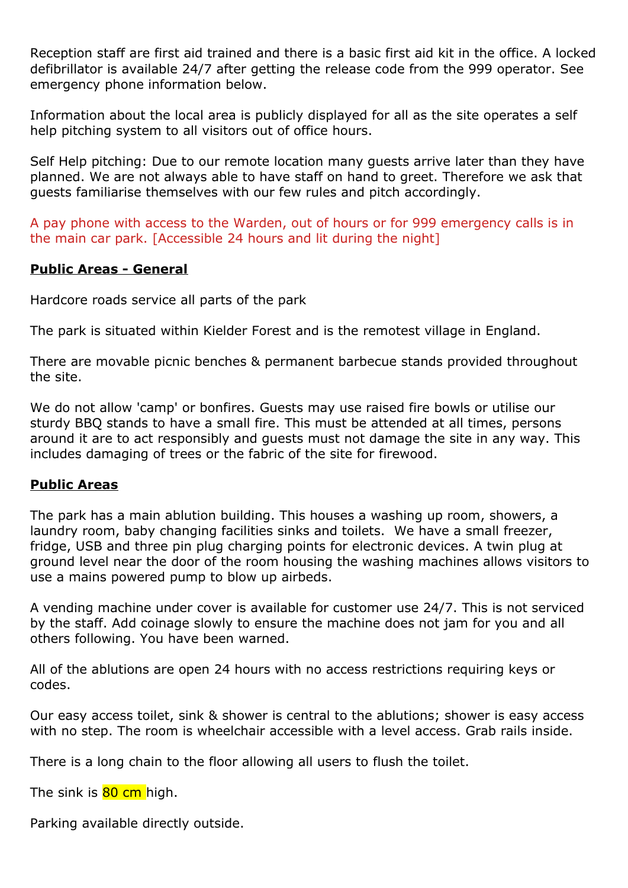Reception staff are first aid trained and there is a basic first aid kit in the office. A locked defibrillator is available 24/7 after getting the release code from the 999 operator. See emergency phone information below.

Information about the local area is publicly displayed for all as the site operates a self help pitching system to all visitors out of office hours.

Self Help pitching: Due to our remote location many guests arrive later than they have planned. We are not always able to have staff on hand to greet. Therefore we ask that guests familiarise themselves with our few rules and pitch accordingly.

A pay phone with access to the Warden, out of hours or for 999 emergency calls is in the main car park. [Accessible 24 hours and lit during the night]

**Public Areas - General**

Hardcore roads service all parts of the park

The park is situated within Kielder Forest and is the remotest village in England.

There are movable picnic benches & permanent barbecue stands provided throughout the site.

We do not allow 'camp' or bonfires. Guests may use raised fire bowls or utilise our sturdy BBQ stands to have a small fire. This must be attended at all times, persons around it are to act responsibly and guests must not damage the site in any way. This includes damaging of trees or the fabric of the site for firewood.

**Public Areas**

The park has a main ablution building. This houses a washing up room, showers, a laundry room, baby changing facilities sinks and toilets. We have a small freezer, fridge, USB and three pin plug charging points for electronic devices. A twin plug at ground level near the door of the room housing the washing machines allows visitors to use a mains powered pump to blow up airbeds.

A vending machine under cover is available for customer use 24/7. This is not serviced by the staff. Add coinage slowly to ensure the machine does not jam for you and all others following. You have been warned.

All of the ablutions are open 24 hours with no access restrictions requiring keys or codes.

Our easy access toilet, sink & shower is central to the ablutions; shower is easy access with no step. The room is wheelchair accessible with a level access. Grab rails inside.

There is a long chain to the floor allowing all users to flush the toilet.

The sink is 80 cm high.

Parking available directly outside.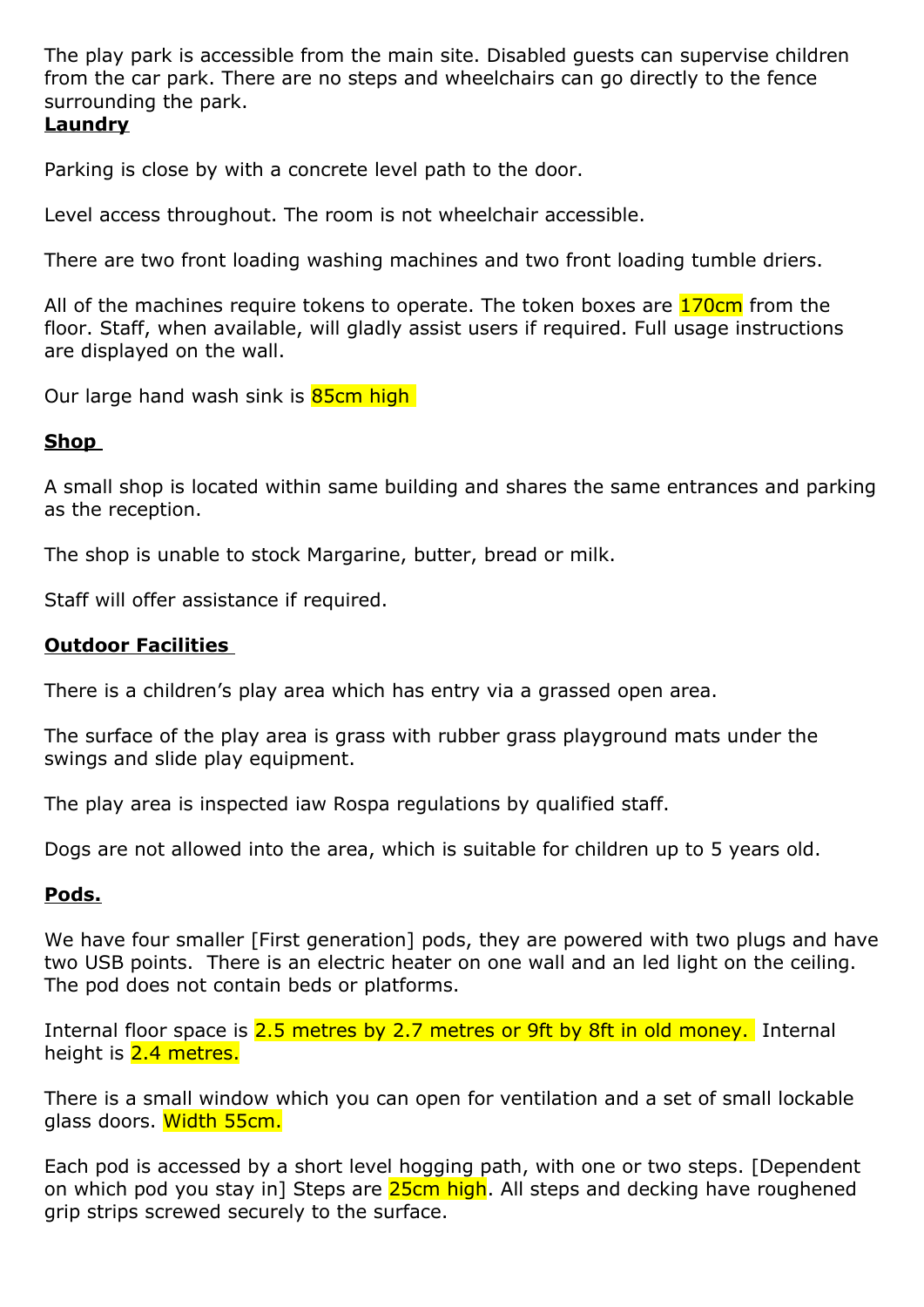The play park is accessible from the main site. Disabled guests can supervise children from the car park. There are no steps and wheelchairs can go directly to the fence surrounding the park.

**Laundry**

Parking is close by with a concrete level path to the door.

Level access throughout. The room is not wheelchair accessible.

There are two front loading washing machines and two front loading tumble driers.

All of the machines require tokens to operate. The token boxes are 170cm from the floor. Staff, when available, will gladly assist users if required. Full usage instructions are displayed on the wall.

Our large hand wash sink is 85cm high

**Shop**

A small shop is located within same building and shares the same entrances and parking as the reception.

The shop is unable to stock Margarine, butter, bread or milk.

Staff will offer assistance if required.

**Outdoor Facilities**

There is a children's play area which has entry via a grassed open area.

The surface of the play area is grass with rubber grass playground mats under the swings and slide play equipment.

The play area is inspected iaw Rospa regulations by qualified staff.

Dogs are not allowed into the area, which is suitable for children up to 5 years old.

**Pods.**

We have four smaller [First generation] pods, they are powered with two plugs and have two USB points. There is an electric heater on one wall and an led light on the ceiling. The pod does not contain beds or platforms.

Internal floor space is 2.5 metres by 2.7 metres or 9ft by 8ft in old money. Internal height is 2.4 metres.

There is a small window which you can open for ventilation and a set of small lockable glass doors. Width 55cm.

Each pod is accessed by a short level hogging path, with one or two steps. [Dependent on which pod you stay in] Steps are 25cm high. All steps and decking have roughened grip strips screwed securely to the surface.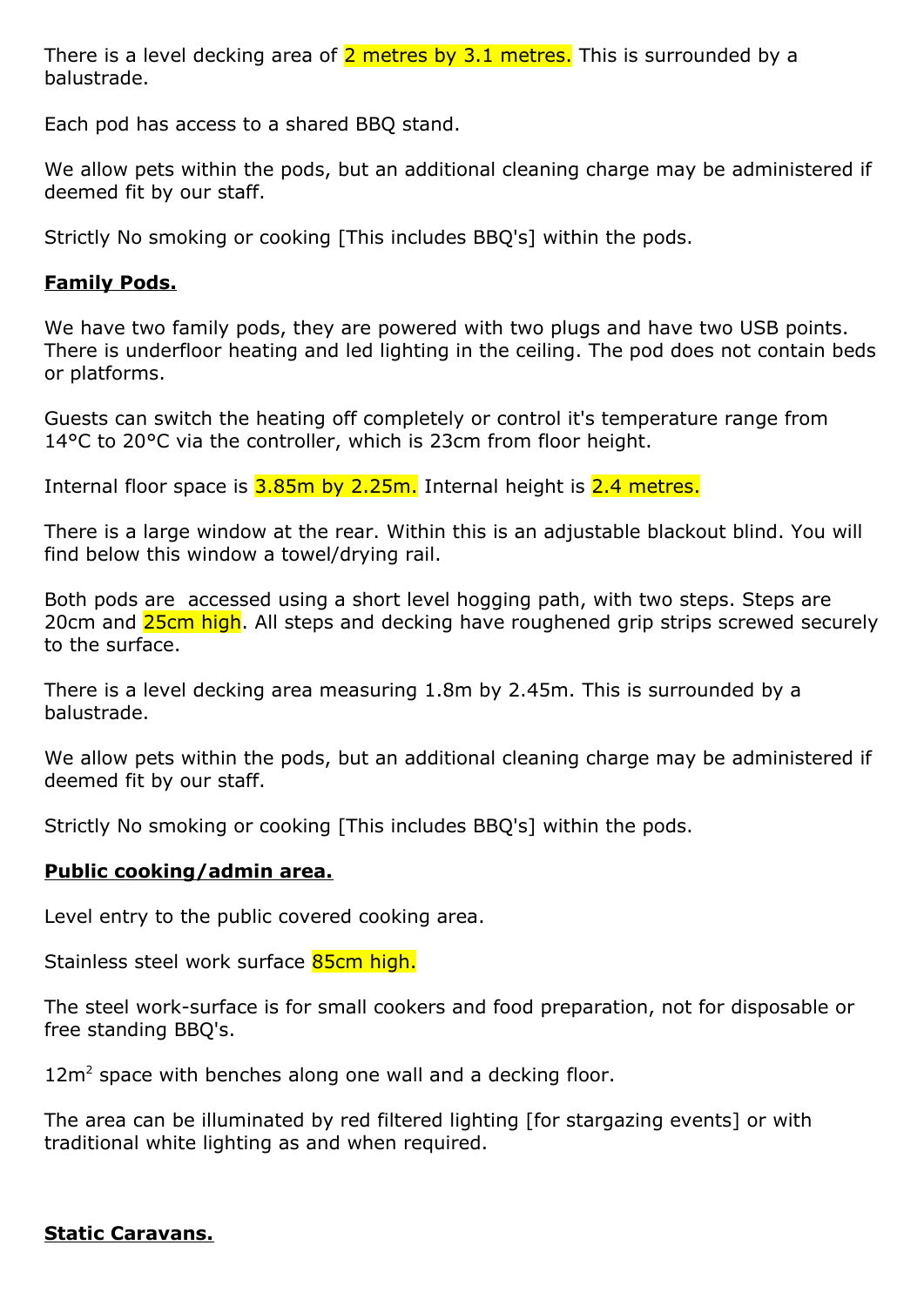There is a level decking area of 2 metres by 3.1 metres. This is surrounded by a balustrade.

Each pod has access to a shared BBQ stand.

We allow pets within the pods, but an additional cleaning charge may be administered if deemed fit by our staff.

Strictly No smoking or cooking [This includes BBQ's] within the pods.

**Family Pods.**

We have two family pods, they are powered with two plugs and have two USB points. There is underfloor heating and led lighting in the ceiling. The pod does not contain beds or platforms.

Guests can switch the heating off completely or control it's temperature range from 14°C to 20°C via the controller, which is 23cm from floor height.

Internal floor space is 3.85m by 2.25m. Internal height is 2.4 metres.

There is a large window at the rear. Within this is an adjustable blackout blind. You will find below this window a towel/drying rail.

Both pods are accessed using a short level hogging path, with two steps. Steps are 20cm and 25cm high. All steps and decking have roughened grip strips screwed securely to the surface.

There is a level decking area measuring 1.8m by 2.45m. This is surrounded by a balustrade.

We allow pets within the pods, but an additional cleaning charge may be administered if deemed fit by our staff.

Strictly No smoking or cooking [This includes BBQ's] within the pods.

**Public cooking/admin area.**

Level entry to the public covered cooking area.

Stainless steel work surface 85cm high.

The steel work-surface is for small cookers and food preparation, not for disposable or free standing BBQ's.

$12m^2$ space with benches along one wall and a decking floor.

The area can be illuminated by red filtered lighting [for stargazing events] or with traditional white lighting as and when required.

**Static Caravans.**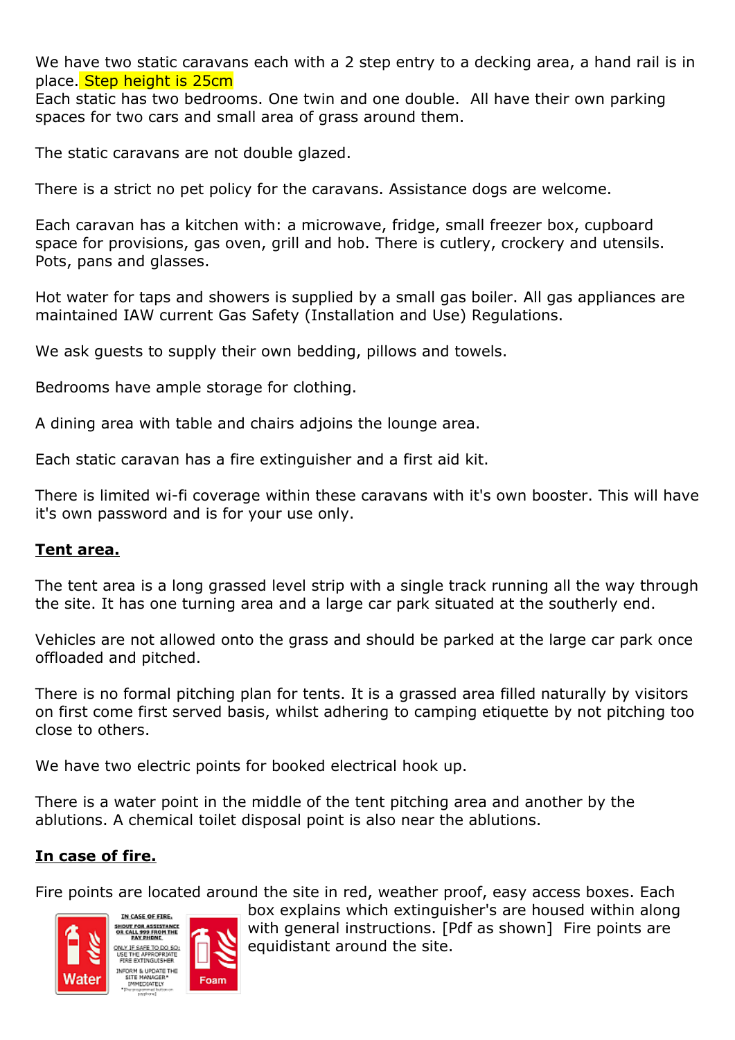We have two static caravans each with a 2 step entry to a decking area, a hand rail is in place. Step height is 25cm
Each static has two bedrooms. One twin and one double. All have their own parking spaces for two cars and small area of grass around them.

The static caravans are not double glazed.

There is a strict no pet policy for the caravans. Assistance dogs are welcome.

Each caravan has a kitchen with: a microwave, fridge, small freezer box, cupboard space for provisions, gas oven, grill and hob. There is cutlery, crockery and utensils. Pots, pans and glasses.

Hot water for taps and showers is supplied by a small gas boiler. All gas appliances are maintained IAW current Gas Safety (Installation and Use) Regulations.

We ask guests to supply their own bedding, pillows and towels.

Bedrooms have ample storage for clothing.

A dining area with table and chairs adjoins the lounge area.

Each static caravan has a fire extinguisher and a first aid kit.

There is limited wi-fi coverage within these caravans with it's own booster. This will have it's own password and is for your use only.

**Tent area.**

The tent area is a long grassed level strip with a single track running all the way through the site. It has one turning area and a large car park situated at the southerly end.

Vehicles are not allowed onto the grass and should be parked at the large car park once offloaded and pitched.

There is no formal pitching plan for tents. It is a grassed area filled naturally by visitors on first come first served basis, whilst adhering to camping etiquette by not pitching too close to others.

We have two electric points for booked electrical hook up.

There is a water point in the middle of the tent pitching area and another by the ablutions. A chemical toilet disposal point is also near the ablutions.

**In case of fire.**

Fire points are located around the site in red, weather proof, easy access boxes. Each box explains which extinguisher's are housed within along with general instructions. [Pdf as shown] Fire points are equidistant around the site.

Water

IN CASE OF FIRE.
SHOUT FOR ASSISTANCE OR CALL 999 FROM THE PAY PHONE
ONLY IF SAFE TO DO SO: USE THE APPROPRIATE FIRE EXTINGUISHER
INFORM & UPDATE THE SITE MANAGER* IMMEDIATELY
*[Pre-programmed button on payphone]

Foam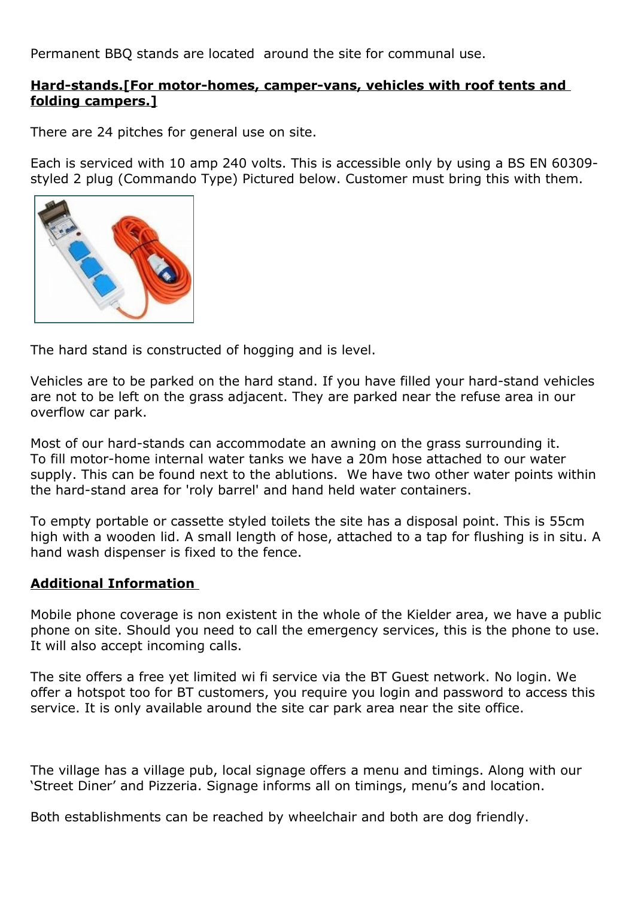Permanent BBQ stands are located around the site for communal use.

**Hard-stands.[For motor-homes, camper-vans, vehicles with roof tents and folding campers.]**

There are 24 pitches for general use on site.

Each is serviced with 10 amp 240 volts. This is accessible only by using a BS EN 60309-styled 2 plug (Commando Type) Pictured below. Customer must bring this with them.

The hard stand is constructed of hogging and is level.

Vehicles are to be parked on the hard stand. If you have filled your hard-stand vehicles are not to be left on the grass adjacent. They are parked near the refuse area in our overflow car park.

Most of our hard-stands can accommodate an awning on the grass surrounding it.
To fill motor-home internal water tanks we have a 20m hose attached to our water supply. This can be found next to the ablutions. We have two other water points within the hard-stand area for 'roly barrel' and hand held water containers.

To empty portable or cassette styled toilets the site has a disposal point. This is 55cm high with a wooden lid. A small length of hose, attached to a tap for flushing is in situ. A hand wash dispenser is fixed to the fence.

**Additional Information**

Mobile phone coverage is non existent in the whole of the Kielder area, we have a public phone on site. Should you need to call the emergency services, this is the phone to use. It will also accept incoming calls.

The site offers a free yet limited wi fi service via the BT Guest network. No login. We offer a hotspot too for BT customers, you require you login and password to access this service. It is only available around the site car park area near the site office.

The village has a village pub, local signage offers a menu and timings. Along with our 'Street Diner' and Pizzeria. Signage informs all on timings, menu's and location.

Both establishments can be reached by wheelchair and both are dog friendly.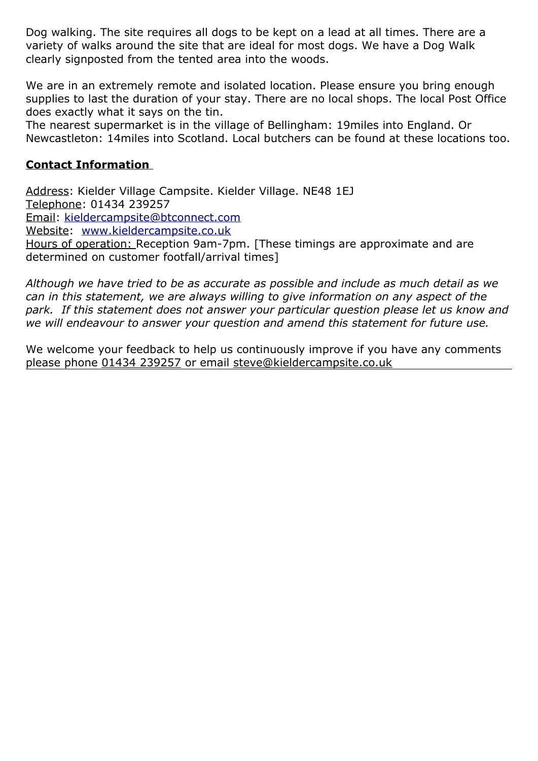Dog walking. The site requires all dogs to be kept on a lead at all times. There are a variety of walks around the site that are ideal for most dogs. We have a Dog Walk clearly signposted from the tented area into the woods.

We are in an extremely remote and isolated location. Please ensure you bring enough supplies to last the duration of your stay. There are no local shops. The local Post Office does exactly what it says on the tin.
The nearest supermarket is in the village of Bellingham: 19miles into England. Or Newcastleton: 14miles into Scotland. Local butchers can be found at these locations too.

**Contact Information**

Address: Kielder Village Campsite. Kielder Village. NE48 1EJ
Telephone: 01434 239257
Email: kieldercampsite@btconnect.com
Website: www.kieldercampsite.co.uk
Hours of operation: Reception 9am-7pm. [These timings are approximate and are determined on customer footfall/arrival times]

*Although we have tried to be as accurate as possible and include as much detail as we can in this statement, we are always willing to give information on any aspect of the park. If this statement does not answer your particular question please let us know and we will endeavour to answer your question and amend this statement for future use.*

We welcome your feedback to help us continuously improve if you have any comments please phone 01434 239257 or email steve@kieldercampsite.co.uk